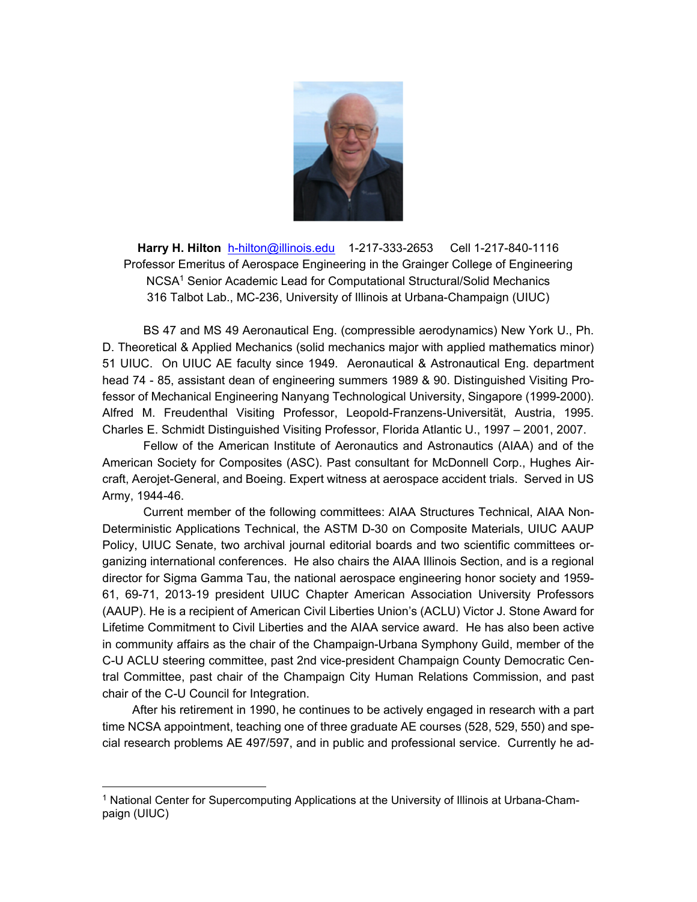**Harry H. Hilton** h-hilton@illinois.edu 1-217-333-2653 Cell 1-217-840-1116
Professor Emeritus of Aerospace Engineering in the Grainger College of Engineering
NCSA[1] Senior Academic Lead for Computational Structural/Solid Mechanics
316 Talbot Lab., MC-236, University of Illinois at Urbana-Champaign (UIUC)

BS 47 and MS 49 Aeronautical Eng. (compressible aerodynamics) New York U., Ph. D. Theoretical & Applied Mechanics (solid mechanics major with applied mathematics minor) 51 UIUC. On UIUC AE faculty since 1949. Aeronautical & Astronautical Eng. department head 74 - 85, assistant dean of engineering summers 1989 & 90. Distinguished Visiting Professor of Mechanical Engineering Nanyang Technological University, Singapore (1999-2000). Alfred M. Freudenthal Visiting Professor, Leopold-Franzens-Universität, Austria, 1995. Charles E. Schmidt Distinguished Visiting Professor, Florida Atlantic U., 1997 – 2001, 2007.

Fellow of the American Institute of Aeronautics and Astronautics (AIAA) and of the American Society for Composites (ASC). Past consultant for McDonnell Corp., Hughes Aircraft, Aerojet-General, and Boeing. Expert witness at aerospace accident trials. Served in US Army, 1944-46.

Current member of the following committees: AIAA Structures Technical, AIAA Non-Deterministic Applications Technical, the ASTM D-30 on Composite Materials, UIUC AAUP Policy, UIUC Senate, two archival journal editorial boards and two scientific committees organizing international conferences. He also chairs the AIAA Illinois Section, and is a regional director for Sigma Gamma Tau, the national aerospace engineering honor society and 1959-61, 69-71, 2013-19 president UIUC Chapter American Association University Professors (AAUP). He is a recipient of American Civil Liberties Union's (ACLU) Victor J. Stone Award for Lifetime Commitment to Civil Liberties and the AIAA service award. He has also been active in community affairs as the chair of the Champaign-Urbana Symphony Guild, member of the C-U ACLU steering committee, past 2nd vice-president Champaign County Democratic Central Committee, past chair of the Champaign City Human Relations Commission, and past chair of the C-U Council for Integration.

After his retirement in 1990, he continues to be actively engaged in research with a part time NCSA appointment, teaching one of three graduate AE courses (528, 529, 550) and special research problems AE 497/597, and in public and professional service. Currently he ad-

---

[1] National Center for Supercomputing Applications at the University of Illinois at Urbana-Champaign (UIUC)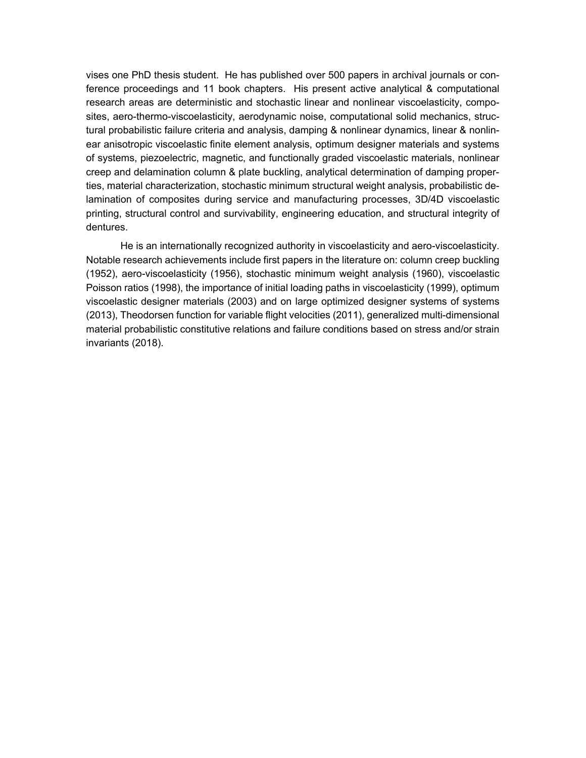vises one PhD thesis student. He has published over 500 papers in archival journals or conference proceedings and 11 book chapters. His present active analytical & computational research areas are deterministic and stochastic linear and nonlinear viscoelasticity, composites, aero-thermo-viscoelasticity, aerodynamic noise, computational solid mechanics, structural probabilistic failure criteria and analysis, damping & nonlinear dynamics, linear & nonlinear anisotropic viscoelastic finite element analysis, optimum designer materials and systems of systems, piezoelectric, magnetic, and functionally graded viscoelastic materials, nonlinear creep and delamination column & plate buckling, analytical determination of damping properties, material characterization, stochastic minimum structural weight analysis, probabilistic delamination of composites during service and manufacturing processes, 3D/4D viscoelastic printing, structural control and survivability, engineering education, and structural integrity of dentures.

He is an internationally recognized authority in viscoelasticity and aero-viscoelasticity. Notable research achievements include first papers in the literature on: column creep buckling (1952), aero-viscoelasticity (1956), stochastic minimum weight analysis (1960), viscoelastic Poisson ratios (1998), the importance of initial loading paths in viscoelasticity (1999), optimum viscoelastic designer materials (2003) and on large optimized designer systems of systems (2013), Theodorsen function for variable flight velocities (2011), generalized multi-dimensional material probabilistic constitutive relations and failure conditions based on stress and/or strain invariants (2018).